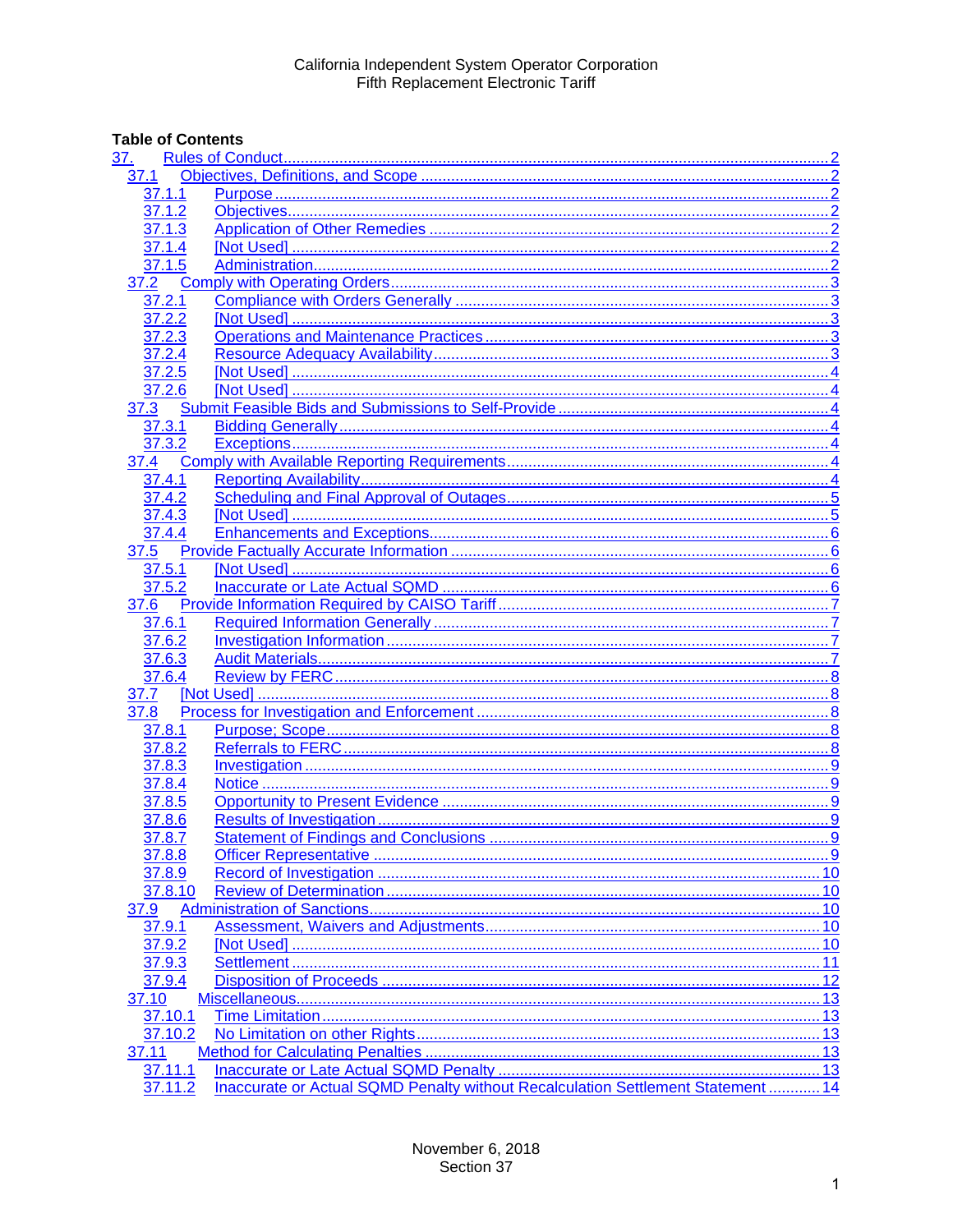California Independent System Operator Corporation
Fifth Replacement Electronic Tariff

**Table of Contents**

- 37. Rules of Conduct ..... 2
  - 37.1 Objectives, Definitions, and Scope ..... 2
    - 37.1.1 Purpose ..... 2
    - 37.1.2 Objectives ..... 2
    - 37.1.3 Application of Other Remedies ..... 2
    - 37.1.4 [Not Used] ..... 2
    - 37.1.5 Administration ..... 2
  - 37.2 Comply with Operating Orders ..... 3
    - 37.2.1 Compliance with Orders Generally ..... 3
    - 37.2.2 [Not Used] ..... 3
    - 37.2.3 Operations and Maintenance Practices ..... 3
    - 37.2.4 Resource Adequacy Availability ..... 3
    - 37.2.5 [Not Used] ..... 4
    - 37.2.6 [Not Used] ..... 4
  - 37.3 Submit Feasible Bids and Submissions to Self-Provide ..... 4
    - 37.3.1 Bidding Generally ..... 4
    - 37.3.2 Exceptions ..... 4
  - 37.4 Comply with Available Reporting Requirements ..... 4
    - 37.4.1 Reporting Availability ..... 4
    - 37.4.2 Scheduling and Final Approval of Outages ..... 5
    - 37.4.3 [Not Used] ..... 5
    - 37.4.4 Enhancements and Exceptions ..... 6
  - 37.5 Provide Factually Accurate Information ..... 6
    - 37.5.1 [Not Used] ..... 6
    - 37.5.2 Inaccurate or Late Actual SQMD ..... 6
  - 37.6 Provide Information Required by CAISO Tariff ..... 7
    - 37.6.1 Required Information Generally ..... 7
    - 37.6.2 Investigation Information ..... 7
    - 37.6.3 Audit Materials ..... 7
    - 37.6.4 Review by FERC ..... 8
  - 37.7 [Not Used] ..... 8
  - 37.8 Process for Investigation and Enforcement ..... 8
    - 37.8.1 Purpose; Scope ..... 8
    - 37.8.2 Referrals to FERC ..... 8
    - 37.8.3 Investigation ..... 9
    - 37.8.4 Notice ..... 9
    - 37.8.5 Opportunity to Present Evidence ..... 9
    - 37.8.6 Results of Investigation ..... 9
    - 37.8.7 Statement of Findings and Conclusions ..... 9
    - 37.8.8 Officer Representative ..... 9
    - 37.8.9 Record of Investigation ..... 10
    - 37.8.10 Review of Determination ..... 10
  - 37.9 Administration of Sanctions ..... 10
    - 37.9.1 Assessment, Waivers and Adjustments ..... 10
    - 37.9.2 [Not Used] ..... 10
    - 37.9.3 Settlement ..... 11
    - 37.9.4 Disposition of Proceeds ..... 12
  - 37.10 Miscellaneous ..... 13
    - 37.10.1 Time Limitation ..... 13
    - 37.10.2 No Limitation on other Rights ..... 13
  - 37.11 Method for Calculating Penalties ..... 13
    - 37.11.1 Inaccurate or Late Actual SQMD Penalty ..... 13
    - 37.11.2 Inaccurate or Actual SQMD Penalty without Recalculation Settlement Statement ..... 14

November 6, 2018
Section 37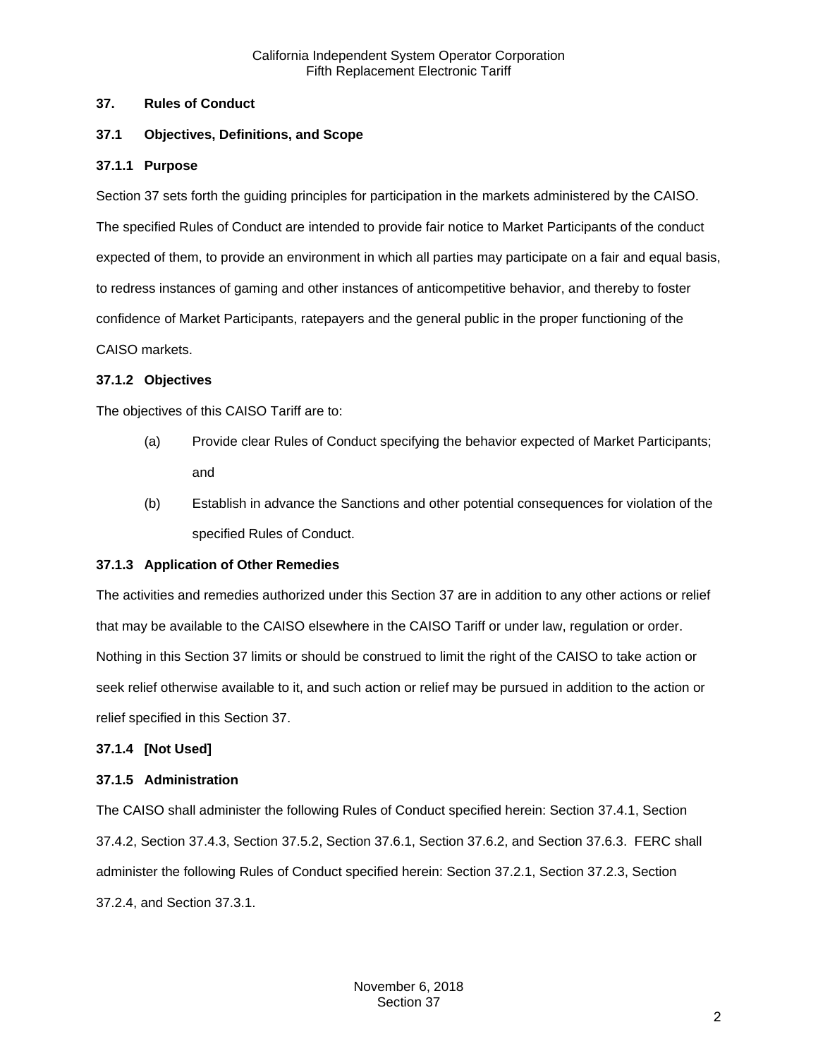## 37. Rules of Conduct

### 37.1 Objectives, Definitions, and Scope

#### 37.1.1 Purpose

Section 37 sets forth the guiding principles for participation in the markets administered by the CAISO. The specified Rules of Conduct are intended to provide fair notice to Market Participants of the conduct expected of them, to provide an environment in which all parties may participate on a fair and equal basis, to redress instances of gaming and other instances of anticompetitive behavior, and thereby to foster confidence of Market Participants, ratepayers and the general public in the proper functioning of the CAISO markets.

#### 37.1.2 Objectives

The objectives of this CAISO Tariff are to:

(a) Provide clear Rules of Conduct specifying the behavior expected of Market Participants; and

(b) Establish in advance the Sanctions and other potential consequences for violation of the specified Rules of Conduct.

#### 37.1.3 Application of Other Remedies

The activities and remedies authorized under this Section 37 are in addition to any other actions or relief that may be available to the CAISO elsewhere in the CAISO Tariff or under law, regulation or order. Nothing in this Section 37 limits or should be construed to limit the right of the CAISO to take action or seek relief otherwise available to it, and such action or relief may be pursued in addition to the action or relief specified in this Section 37.

#### 37.1.4 [Not Used]

#### 37.1.5 Administration

The CAISO shall administer the following Rules of Conduct specified herein: Section 37.4.1, Section 37.4.2, Section 37.4.3, Section 37.5.2, Section 37.6.1, Section 37.6.2, and Section 37.6.3. FERC shall administer the following Rules of Conduct specified herein: Section 37.2.1, Section 37.2.3, Section 37.2.4, and Section 37.3.1.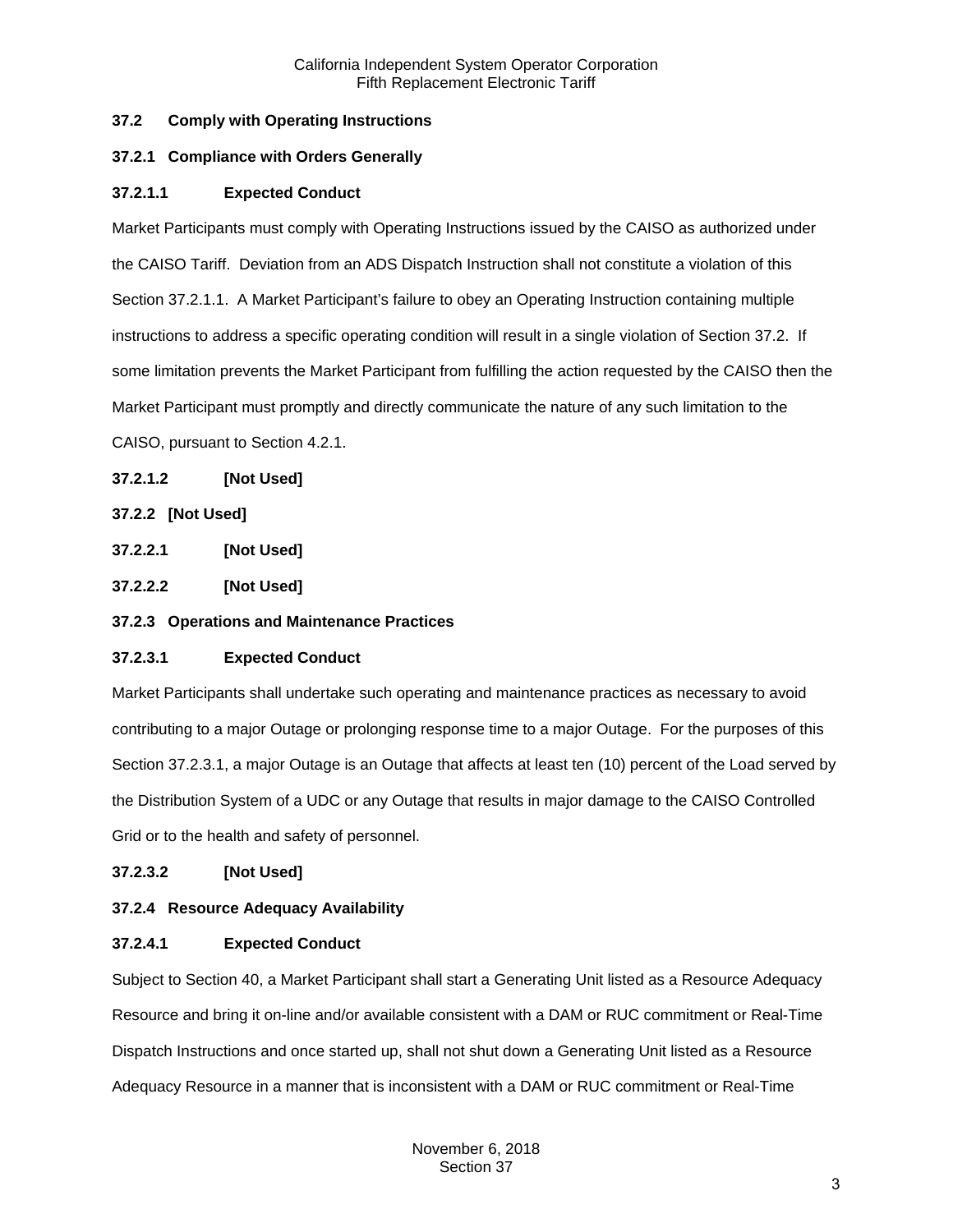### 37.2 Comply with Operating Instructions

#### 37.2.1 Compliance with Orders Generally

##### 37.2.1.1 Expected Conduct

Market Participants must comply with Operating Instructions issued by the CAISO as authorized under the CAISO Tariff. Deviation from an ADS Dispatch Instruction shall not constitute a violation of this Section 37.2.1.1. A Market Participant's failure to obey an Operating Instruction containing multiple instructions to address a specific operating condition will result in a single violation of Section 37.2. If some limitation prevents the Market Participant from fulfilling the action requested by the CAISO then the Market Participant must promptly and directly communicate the nature of any such limitation to the CAISO, pursuant to Section 4.2.1.

##### 37.2.1.2 [Not Used]

#### 37.2.2 [Not Used]

##### 37.2.2.1 [Not Used]

##### 37.2.2.2 [Not Used]

#### 37.2.3 Operations and Maintenance Practices

##### 37.2.3.1 Expected Conduct

Market Participants shall undertake such operating and maintenance practices as necessary to avoid contributing to a major Outage or prolonging response time to a major Outage. For the purposes of this Section 37.2.3.1, a major Outage is an Outage that affects at least ten (10) percent of the Load served by the Distribution System of a UDC or any Outage that results in major damage to the CAISO Controlled Grid or to the health and safety of personnel.

##### 37.2.3.2 [Not Used]

#### 37.2.4 Resource Adequacy Availability

##### 37.2.4.1 Expected Conduct

Subject to Section 40, a Market Participant shall start a Generating Unit listed as a Resource Adequacy Resource and bring it on-line and/or available consistent with a DAM or RUC commitment or Real-Time Dispatch Instructions and once started up, shall not shut down a Generating Unit listed as a Resource Adequacy Resource in a manner that is inconsistent with a DAM or RUC commitment or Real-Time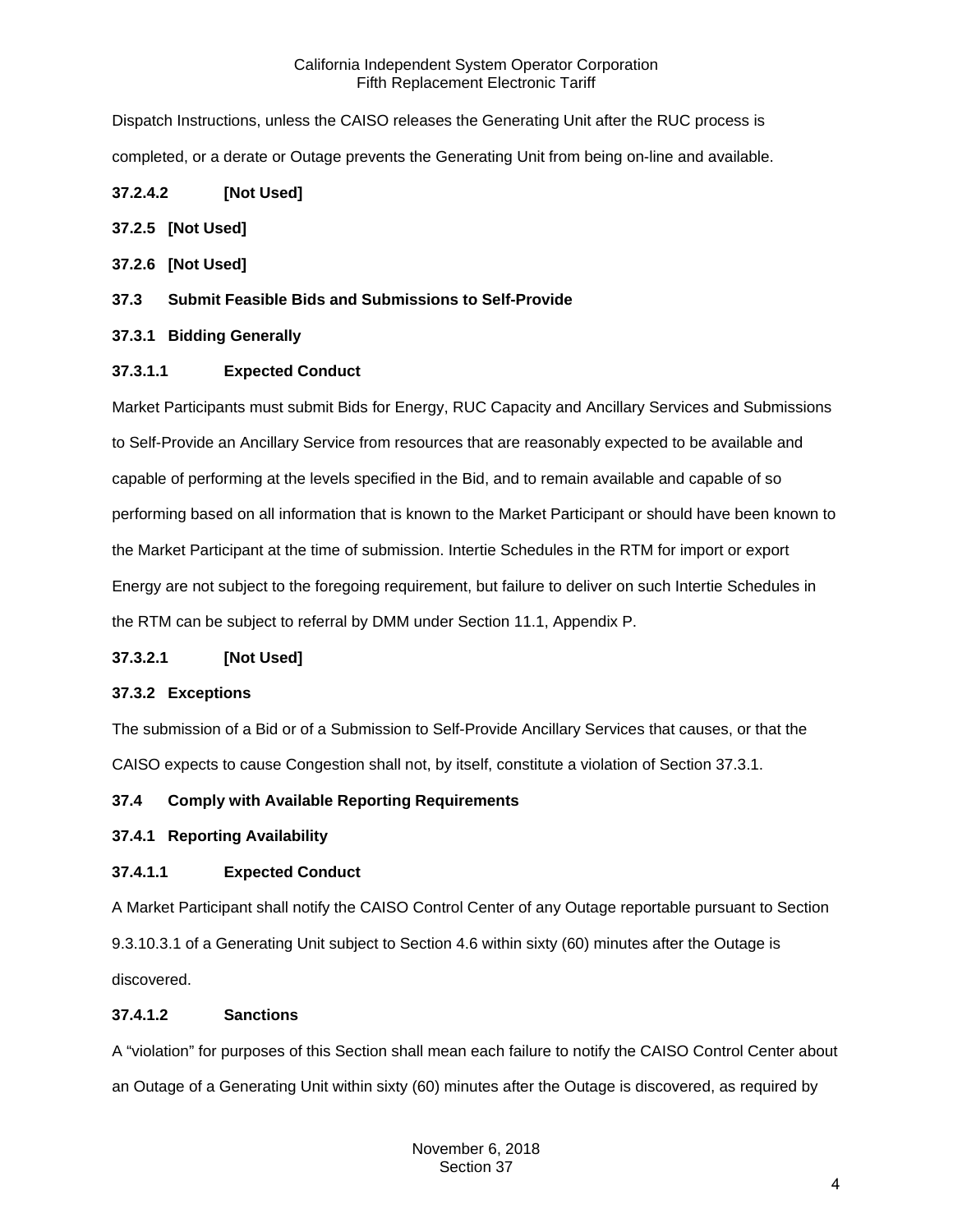Dispatch Instructions, unless the CAISO releases the Generating Unit after the RUC process is completed, or a derate or Outage prevents the Generating Unit from being on-line and available.

**37.2.4.2 [Not Used]**

**37.2.5 [Not Used]**

**37.2.6 [Not Used]**

## 37.3 Submit Feasible Bids and Submissions to Self-Provide

### 37.3.1 Bidding Generally

#### 37.3.1.1 Expected Conduct

Market Participants must submit Bids for Energy, RUC Capacity and Ancillary Services and Submissions to Self-Provide an Ancillary Service from resources that are reasonably expected to be available and capable of performing at the levels specified in the Bid, and to remain available and capable of so performing based on all information that is known to the Market Participant or should have been known to the Market Participant at the time of submission. Intertie Schedules in the RTM for import or export Energy are not subject to the foregoing requirement, but failure to deliver on such Intertie Schedules in the RTM can be subject to referral by DMM under Section 11.1, Appendix P.

**37.3.2.1 [Not Used]**

### 37.3.2 Exceptions

The submission of a Bid or of a Submission to Self-Provide Ancillary Services that causes, or that the CAISO expects to cause Congestion shall not, by itself, constitute a violation of Section 37.3.1.

## 37.4 Comply with Available Reporting Requirements

### 37.4.1 Reporting Availability

#### 37.4.1.1 Expected Conduct

A Market Participant shall notify the CAISO Control Center of any Outage reportable pursuant to Section 9.3.10.3.1 of a Generating Unit subject to Section 4.6 within sixty (60) minutes after the Outage is discovered.

#### 37.4.1.2 Sanctions

A "violation" for purposes of this Section shall mean each failure to notify the CAISO Control Center about an Outage of a Generating Unit within sixty (60) minutes after the Outage is discovered, as required by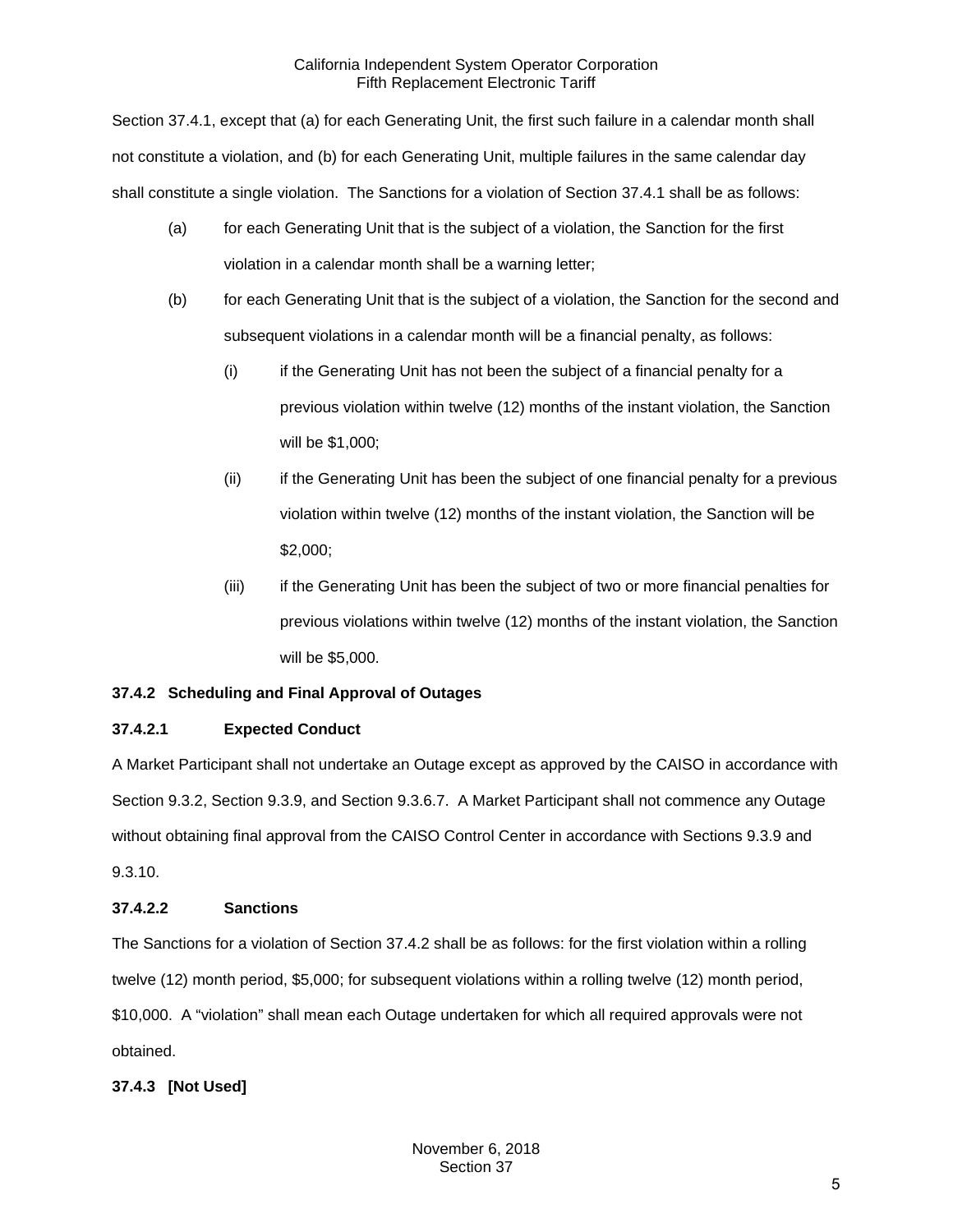Section 37.4.1, except that (a) for each Generating Unit, the first such failure in a calendar month shall not constitute a violation, and (b) for each Generating Unit, multiple failures in the same calendar day shall constitute a single violation. The Sanctions for a violation of Section 37.4.1 shall be as follows:

(a) for each Generating Unit that is the subject of a violation, the Sanction for the first violation in a calendar month shall be a warning letter;

(b) for each Generating Unit that is the subject of a violation, the Sanction for the second and subsequent violations in a calendar month will be a financial penalty, as follows:

   (i) if the Generating Unit has not been the subject of a financial penalty for a previous violation within twelve (12) months of the instant violation, the Sanction will be $1,000;

   (ii) if the Generating Unit has been the subject of one financial penalty for a previous violation within twelve (12) months of the instant violation, the Sanction will be $2,000;

   (iii) if the Generating Unit has been the subject of two or more financial penalties for previous violations within twelve (12) months of the instant violation, the Sanction will be $5,000.

**37.4.2 Scheduling and Final Approval of Outages**

**37.4.2.1 Expected Conduct**

A Market Participant shall not undertake an Outage except as approved by the CAISO in accordance with Section 9.3.2, Section 9.3.9, and Section 9.3.6.7. A Market Participant shall not commence any Outage without obtaining final approval from the CAISO Control Center in accordance with Sections 9.3.9 and 9.3.10.

**37.4.2.2 Sanctions**

The Sanctions for a violation of Section 37.4.2 shall be as follows: for the first violation within a rolling twelve (12) month period, $5,000; for subsequent violations within a rolling twelve (12) month period, $10,000. A "violation" shall mean each Outage undertaken for which all required approvals were not obtained.

**37.4.3 [Not Used]**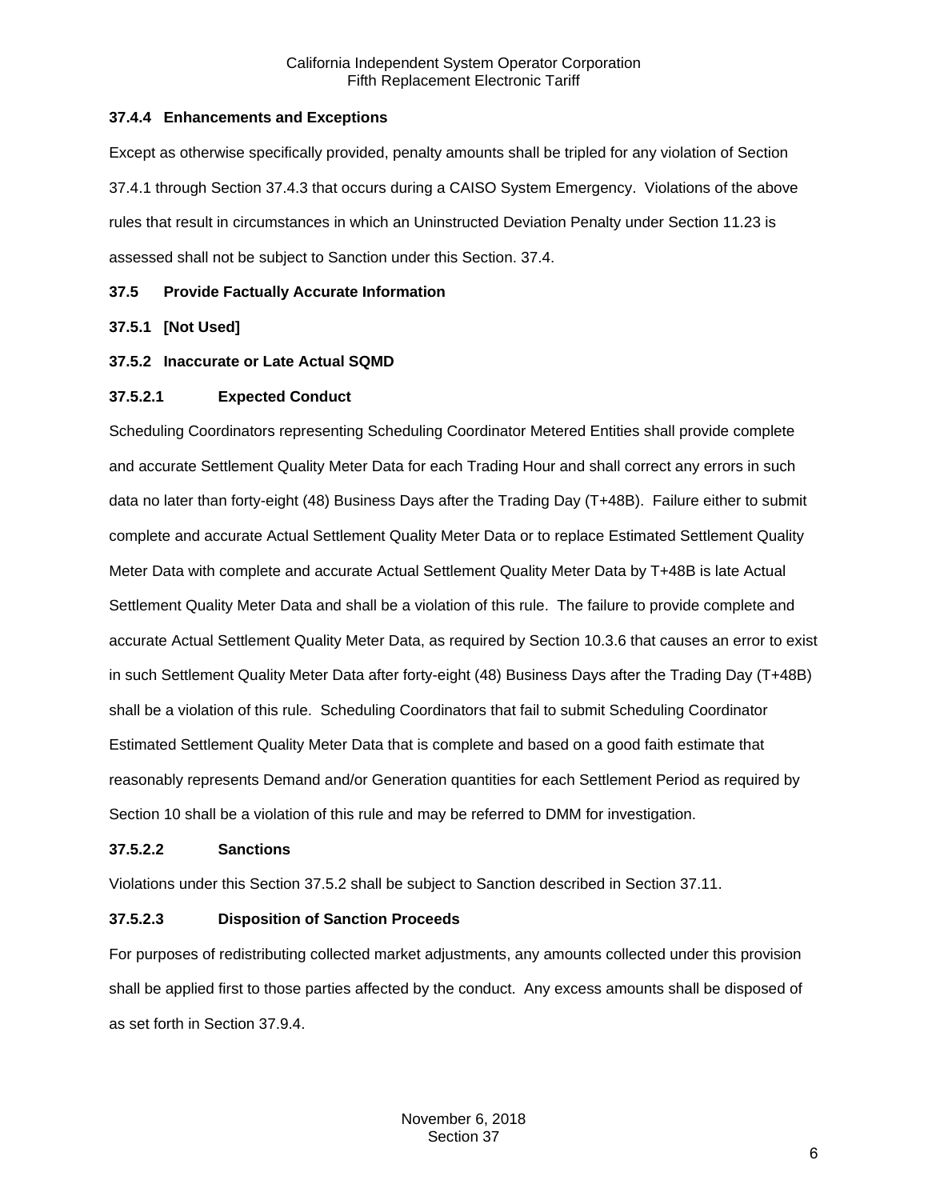### 37.4.4 Enhancements and Exceptions

Except as otherwise specifically provided, penalty amounts shall be tripled for any violation of Section 37.4.1 through Section 37.4.3 that occurs during a CAISO System Emergency. Violations of the above rules that result in circumstances in which an Uninstructed Deviation Penalty under Section 11.23 is assessed shall not be subject to Sanction under this Section. 37.4.

## 37.5 Provide Factually Accurate Information

### 37.5.1 [Not Used]

### 37.5.2 Inaccurate or Late Actual SQMD

#### 37.5.2.1 Expected Conduct

Scheduling Coordinators representing Scheduling Coordinator Metered Entities shall provide complete and accurate Settlement Quality Meter Data for each Trading Hour and shall correct any errors in such data no later than forty-eight (48) Business Days after the Trading Day (T+48B). Failure either to submit complete and accurate Actual Settlement Quality Meter Data or to replace Estimated Settlement Quality Meter Data with complete and accurate Actual Settlement Quality Meter Data by T+48B is late Actual Settlement Quality Meter Data and shall be a violation of this rule. The failure to provide complete and accurate Actual Settlement Quality Meter Data, as required by Section 10.3.6 that causes an error to exist in such Settlement Quality Meter Data after forty-eight (48) Business Days after the Trading Day (T+48B) shall be a violation of this rule. Scheduling Coordinators that fail to submit Scheduling Coordinator Estimated Settlement Quality Meter Data that is complete and based on a good faith estimate that reasonably represents Demand and/or Generation quantities for each Settlement Period as required by Section 10 shall be a violation of this rule and may be referred to DMM for investigation.

#### 37.5.2.2 Sanctions

Violations under this Section 37.5.2 shall be subject to Sanction described in Section 37.11.

#### 37.5.2.3 Disposition of Sanction Proceeds

For purposes of redistributing collected market adjustments, any amounts collected under this provision shall be applied first to those parties affected by the conduct. Any excess amounts shall be disposed of as set forth in Section 37.9.4.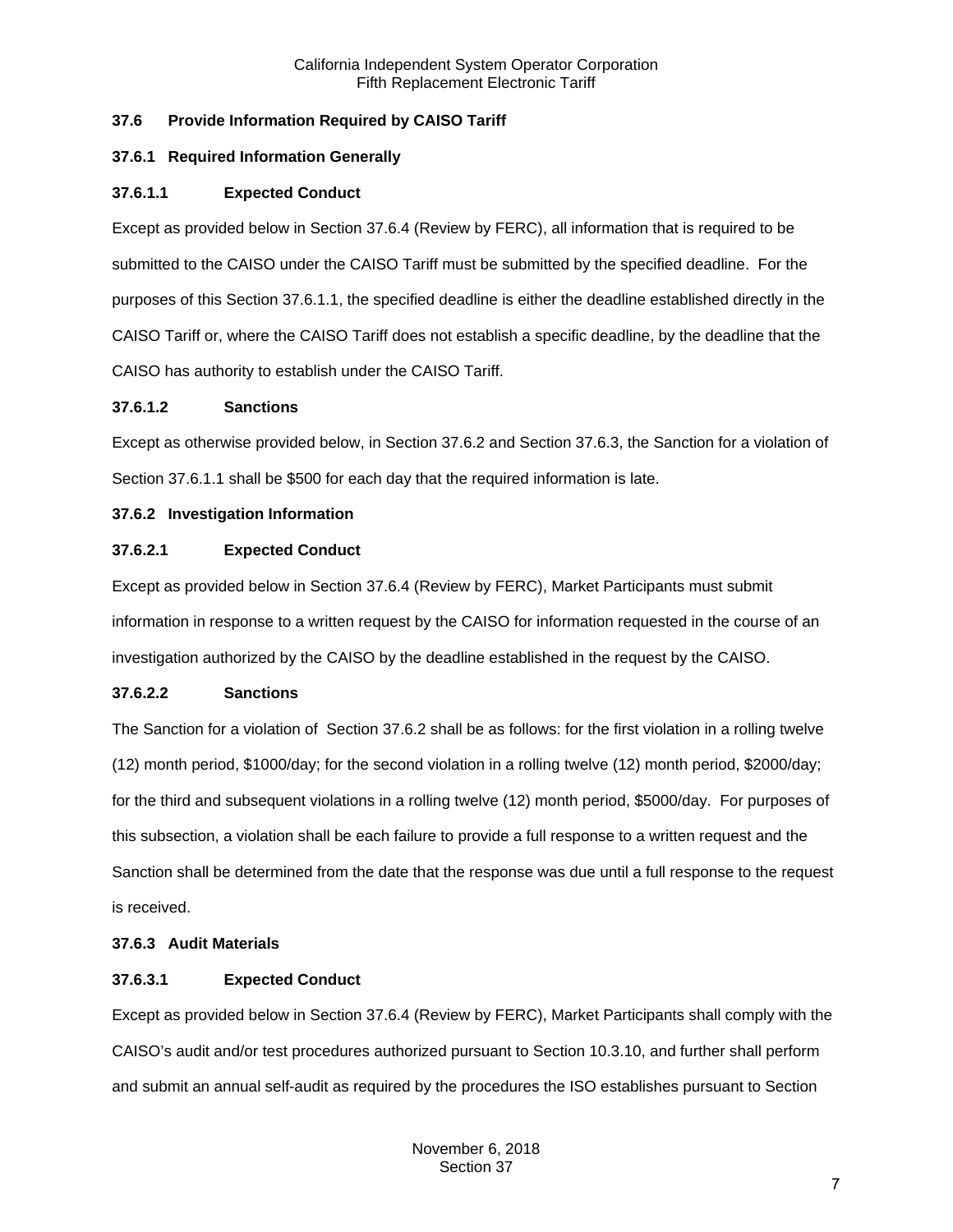### 37.6 Provide Information Required by CAISO Tariff

#### 37.6.1 Required Information Generally

##### 37.6.1.1 Expected Conduct

Except as provided below in Section 37.6.4 (Review by FERC), all information that is required to be submitted to the CAISO under the CAISO Tariff must be submitted by the specified deadline. For the purposes of this Section 37.6.1.1, the specified deadline is either the deadline established directly in the CAISO Tariff or, where the CAISO Tariff does not establish a specific deadline, by the deadline that the CAISO has authority to establish under the CAISO Tariff.

##### 37.6.1.2 Sanctions

Except as otherwise provided below, in Section 37.6.2 and Section 37.6.3, the Sanction for a violation of Section 37.6.1.1 shall be $500 for each day that the required information is late.

#### 37.6.2 Investigation Information

##### 37.6.2.1 Expected Conduct

Except as provided below in Section 37.6.4 (Review by FERC), Market Participants must submit information in response to a written request by the CAISO for information requested in the course of an investigation authorized by the CAISO by the deadline established in the request by the CAISO.

##### 37.6.2.2 Sanctions

The Sanction for a violation of Section 37.6.2 shall be as follows: for the first violation in a rolling twelve (12) month period, $1000/day; for the second violation in a rolling twelve (12) month period, $2000/day; for the third and subsequent violations in a rolling twelve (12) month period, $5000/day. For purposes of this subsection, a violation shall be each failure to provide a full response to a written request and the Sanction shall be determined from the date that the response was due until a full response to the request is received.

#### 37.6.3 Audit Materials

##### 37.6.3.1 Expected Conduct

Except as provided below in Section 37.6.4 (Review by FERC), Market Participants shall comply with the CAISO's audit and/or test procedures authorized pursuant to Section 10.3.10, and further shall perform and submit an annual self-audit as required by the procedures the ISO establishes pursuant to Section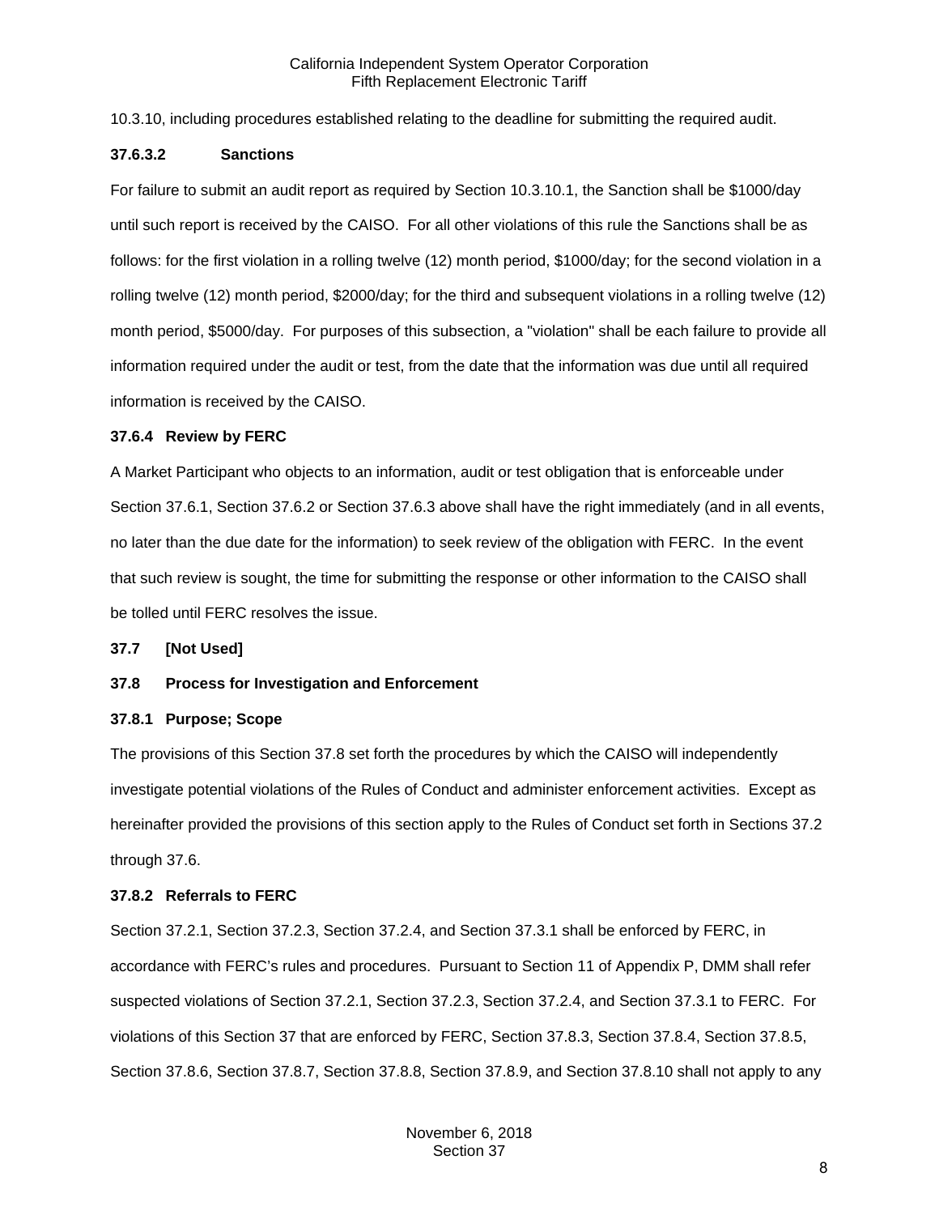10.3.10, including procedures established relating to the deadline for submitting the required audit.

#### 37.6.3.2 Sanctions

For failure to submit an audit report as required by Section 10.3.10.1, the Sanction shall be $1000/day until such report is received by the CAISO. For all other violations of this rule the Sanctions shall be as follows: for the first violation in a rolling twelve (12) month period, $1000/day; for the second violation in a rolling twelve (12) month period, $2000/day; for the third and subsequent violations in a rolling twelve (12) month period, $5000/day. For purposes of this subsection, a "violation" shall be each failure to provide all information required under the audit or test, from the date that the information was due until all required information is received by the CAISO.

### 37.6.4 Review by FERC

A Market Participant who objects to an information, audit or test obligation that is enforceable under Section 37.6.1, Section 37.6.2 or Section 37.6.3 above shall have the right immediately (and in all events, no later than the due date for the information) to seek review of the obligation with FERC. In the event that such review is sought, the time for submitting the response or other information to the CAISO shall be tolled until FERC resolves the issue.

## 37.7 [Not Used]

## 37.8 Process for Investigation and Enforcement

### 37.8.1 Purpose; Scope

The provisions of this Section 37.8 set forth the procedures by which the CAISO will independently investigate potential violations of the Rules of Conduct and administer enforcement activities. Except as hereinafter provided the provisions of this section apply to the Rules of Conduct set forth in Sections 37.2 through 37.6.

### 37.8.2 Referrals to FERC

Section 37.2.1, Section 37.2.3, Section 37.2.4, and Section 37.3.1 shall be enforced by FERC, in accordance with FERC's rules and procedures. Pursuant to Section 11 of Appendix P, DMM shall refer suspected violations of Section 37.2.1, Section 37.2.3, Section 37.2.4, and Section 37.3.1 to FERC. For violations of this Section 37 that are enforced by FERC, Section 37.8.3, Section 37.8.4, Section 37.8.5, Section 37.8.6, Section 37.8.7, Section 37.8.8, Section 37.8.9, and Section 37.8.10 shall not apply to any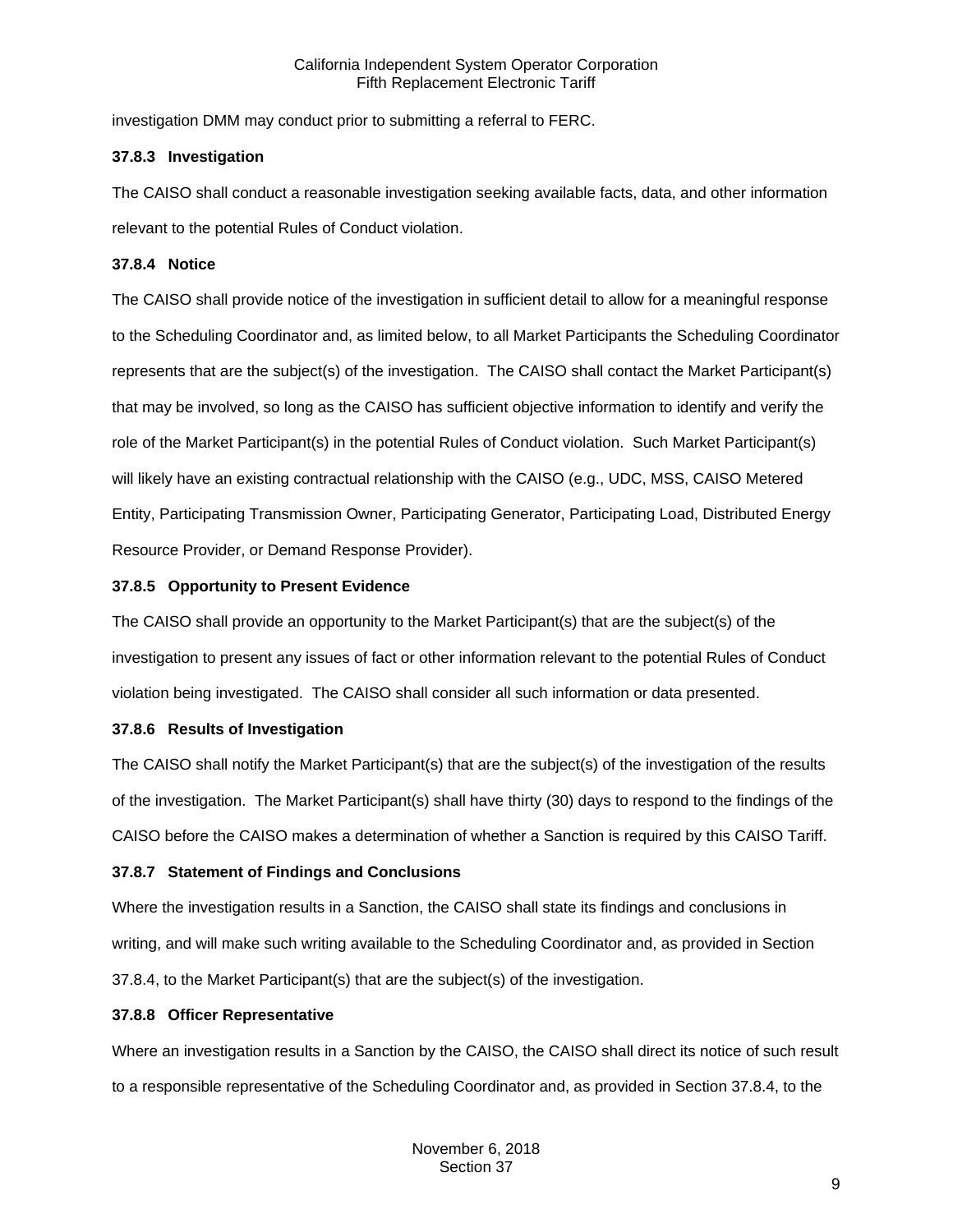investigation DMM may conduct prior to submitting a referral to FERC.

### 37.8.3 Investigation

The CAISO shall conduct a reasonable investigation seeking available facts, data, and other information relevant to the potential Rules of Conduct violation.

### 37.8.4 Notice

The CAISO shall provide notice of the investigation in sufficient detail to allow for a meaningful response to the Scheduling Coordinator and, as limited below, to all Market Participants the Scheduling Coordinator represents that are the subject(s) of the investigation. The CAISO shall contact the Market Participant(s) that may be involved, so long as the CAISO has sufficient objective information to identify and verify the role of the Market Participant(s) in the potential Rules of Conduct violation. Such Market Participant(s) will likely have an existing contractual relationship with the CAISO (e.g., UDC, MSS, CAISO Metered Entity, Participating Transmission Owner, Participating Generator, Participating Load, Distributed Energy Resource Provider, or Demand Response Provider).

### 37.8.5 Opportunity to Present Evidence

The CAISO shall provide an opportunity to the Market Participant(s) that are the subject(s) of the investigation to present any issues of fact or other information relevant to the potential Rules of Conduct violation being investigated. The CAISO shall consider all such information or data presented.

### 37.8.6 Results of Investigation

The CAISO shall notify the Market Participant(s) that are the subject(s) of the investigation of the results of the investigation. The Market Participant(s) shall have thirty (30) days to respond to the findings of the CAISO before the CAISO makes a determination of whether a Sanction is required by this CAISO Tariff.

### 37.8.7 Statement of Findings and Conclusions

Where the investigation results in a Sanction, the CAISO shall state its findings and conclusions in writing, and will make such writing available to the Scheduling Coordinator and, as provided in Section 37.8.4, to the Market Participant(s) that are the subject(s) of the investigation.

### 37.8.8 Officer Representative

Where an investigation results in a Sanction by the CAISO, the CAISO shall direct its notice of such result to a responsible representative of the Scheduling Coordinator and, as provided in Section 37.8.4, to the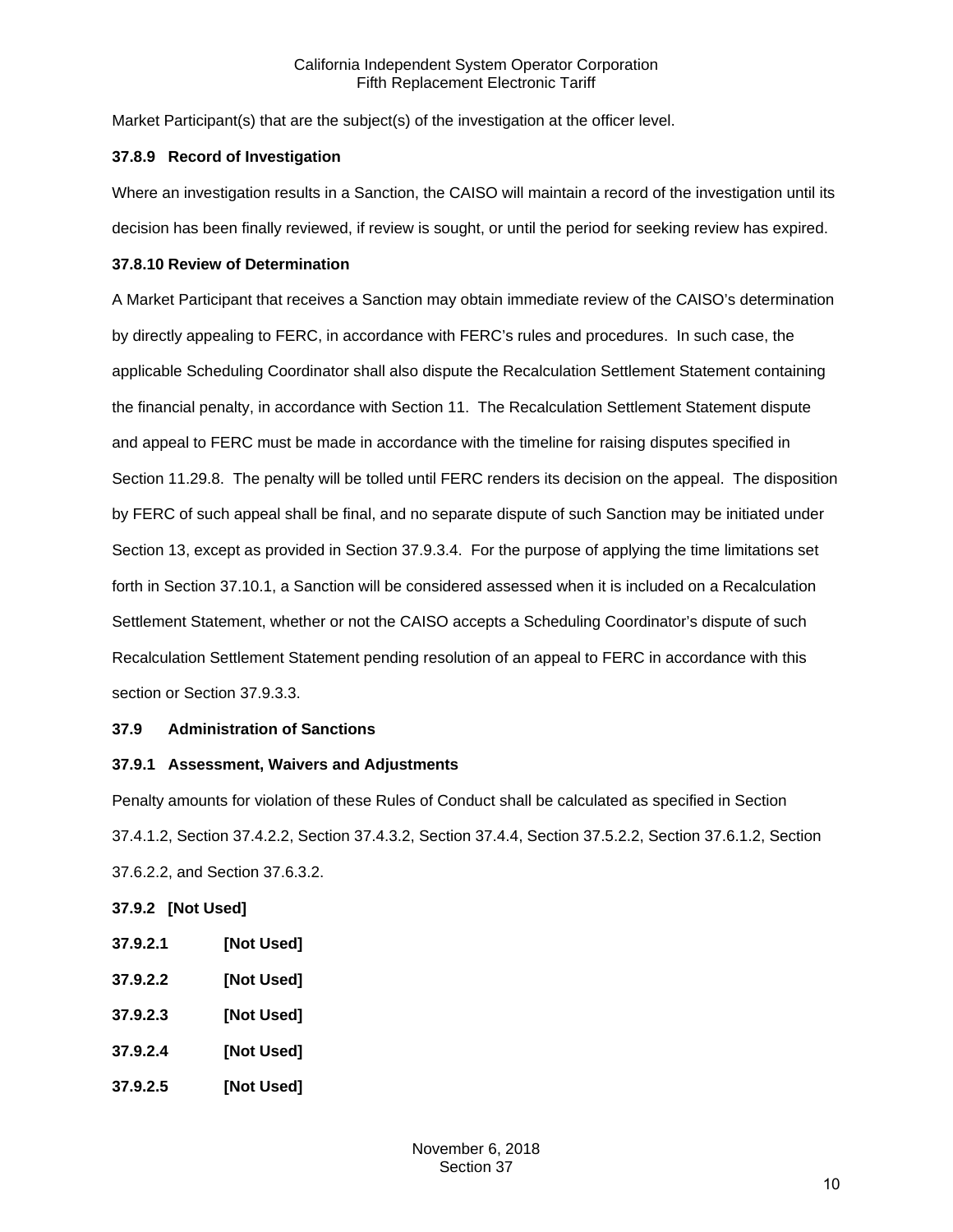Market Participant(s) that are the subject(s) of the investigation at the officer level.

### 37.8.9 Record of Investigation

Where an investigation results in a Sanction, the CAISO will maintain a record of the investigation until its decision has been finally reviewed, if review is sought, or until the period for seeking review has expired.

### 37.8.10 Review of Determination

A Market Participant that receives a Sanction may obtain immediate review of the CAISO's determination by directly appealing to FERC, in accordance with FERC's rules and procedures. In such case, the applicable Scheduling Coordinator shall also dispute the Recalculation Settlement Statement containing the financial penalty, in accordance with Section 11. The Recalculation Settlement Statement dispute and appeal to FERC must be made in accordance with the timeline for raising disputes specified in Section 11.29.8. The penalty will be tolled until FERC renders its decision on the appeal. The disposition by FERC of such appeal shall be final, and no separate dispute of such Sanction may be initiated under Section 13, except as provided in Section 37.9.3.4. For the purpose of applying the time limitations set forth in Section 37.10.1, a Sanction will be considered assessed when it is included on a Recalculation Settlement Statement, whether or not the CAISO accepts a Scheduling Coordinator's dispute of such Recalculation Settlement Statement pending resolution of an appeal to FERC in accordance with this section or Section 37.9.3.3.

## 37.9 Administration of Sanctions

### 37.9.1 Assessment, Waivers and Adjustments

Penalty amounts for violation of these Rules of Conduct shall be calculated as specified in Section 37.4.1.2, Section 37.4.2.2, Section 37.4.3.2, Section 37.4.4, Section 37.5.2.2, Section 37.6.1.2, Section 37.6.2.2, and Section 37.6.3.2.

### 37.9.2 [Not Used]

**37.9.2.1 [Not Used]**

**37.9.2.2 [Not Used]**

**37.9.2.3 [Not Used]**

**37.9.2.4 [Not Used]**

**37.9.2.5 [Not Used]**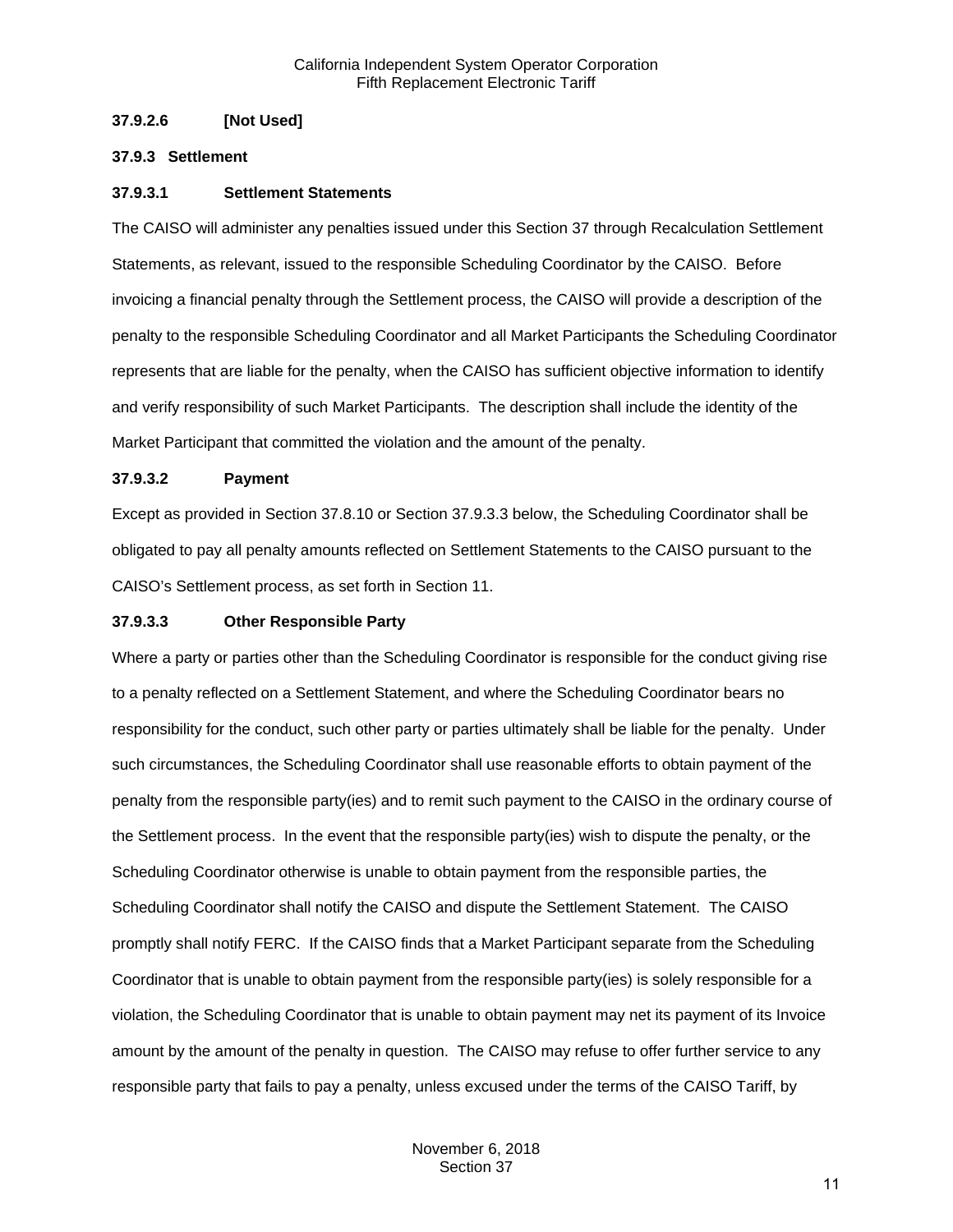#### 37.9.2.6 [Not Used]

### 37.9.3 Settlement

#### 37.9.3.1 Settlement Statements

The CAISO will administer any penalties issued under this Section 37 through Recalculation Settlement Statements, as relevant, issued to the responsible Scheduling Coordinator by the CAISO. Before invoicing a financial penalty through the Settlement process, the CAISO will provide a description of the penalty to the responsible Scheduling Coordinator and all Market Participants the Scheduling Coordinator represents that are liable for the penalty, when the CAISO has sufficient objective information to identify and verify responsibility of such Market Participants. The description shall include the identity of the Market Participant that committed the violation and the amount of the penalty.

#### 37.9.3.2 Payment

Except as provided in Section 37.8.10 or Section 37.9.3.3 below, the Scheduling Coordinator shall be obligated to pay all penalty amounts reflected on Settlement Statements to the CAISO pursuant to the CAISO's Settlement process, as set forth in Section 11.

#### 37.9.3.3 Other Responsible Party

Where a party or parties other than the Scheduling Coordinator is responsible for the conduct giving rise to a penalty reflected on a Settlement Statement, and where the Scheduling Coordinator bears no responsibility for the conduct, such other party or parties ultimately shall be liable for the penalty. Under such circumstances, the Scheduling Coordinator shall use reasonable efforts to obtain payment of the penalty from the responsible party(ies) and to remit such payment to the CAISO in the ordinary course of the Settlement process. In the event that the responsible party(ies) wish to dispute the penalty, or the Scheduling Coordinator otherwise is unable to obtain payment from the responsible parties, the Scheduling Coordinator shall notify the CAISO and dispute the Settlement Statement. The CAISO promptly shall notify FERC. If the CAISO finds that a Market Participant separate from the Scheduling Coordinator that is unable to obtain payment from the responsible party(ies) is solely responsible for a violation, the Scheduling Coordinator that is unable to obtain payment may net its payment of its Invoice amount by the amount of the penalty in question. The CAISO may refuse to offer further service to any responsible party that fails to pay a penalty, unless excused under the terms of the CAISO Tariff, by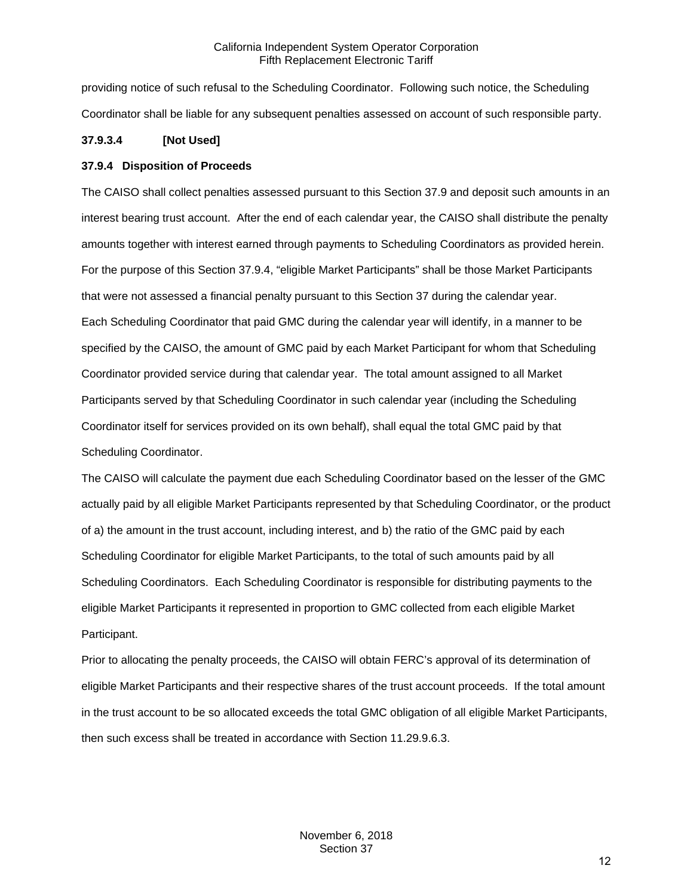providing notice of such refusal to the Scheduling Coordinator. Following such notice, the Scheduling Coordinator shall be liable for any subsequent penalties assessed on account of such responsible party.

**37.9.3.4 [Not Used]**

**37.9.4 Disposition of Proceeds**

The CAISO shall collect penalties assessed pursuant to this Section 37.9 and deposit such amounts in an interest bearing trust account. After the end of each calendar year, the CAISO shall distribute the penalty amounts together with interest earned through payments to Scheduling Coordinators as provided herein. For the purpose of this Section 37.9.4, "eligible Market Participants" shall be those Market Participants that were not assessed a financial penalty pursuant to this Section 37 during the calendar year.

Each Scheduling Coordinator that paid GMC during the calendar year will identify, in a manner to be specified by the CAISO, the amount of GMC paid by each Market Participant for whom that Scheduling Coordinator provided service during that calendar year. The total amount assigned to all Market Participants served by that Scheduling Coordinator in such calendar year (including the Scheduling Coordinator itself for services provided on its own behalf), shall equal the total GMC paid by that Scheduling Coordinator.

The CAISO will calculate the payment due each Scheduling Coordinator based on the lesser of the GMC actually paid by all eligible Market Participants represented by that Scheduling Coordinator, or the product of a) the amount in the trust account, including interest, and b) the ratio of the GMC paid by each Scheduling Coordinator for eligible Market Participants, to the total of such amounts paid by all Scheduling Coordinators. Each Scheduling Coordinator is responsible for distributing payments to the eligible Market Participants it represented in proportion to GMC collected from each eligible Market Participant.

Prior to allocating the penalty proceeds, the CAISO will obtain FERC's approval of its determination of eligible Market Participants and their respective shares of the trust account proceeds. If the total amount in the trust account to be so allocated exceeds the total GMC obligation of all eligible Market Participants, then such excess shall be treated in accordance with Section 11.29.9.6.3.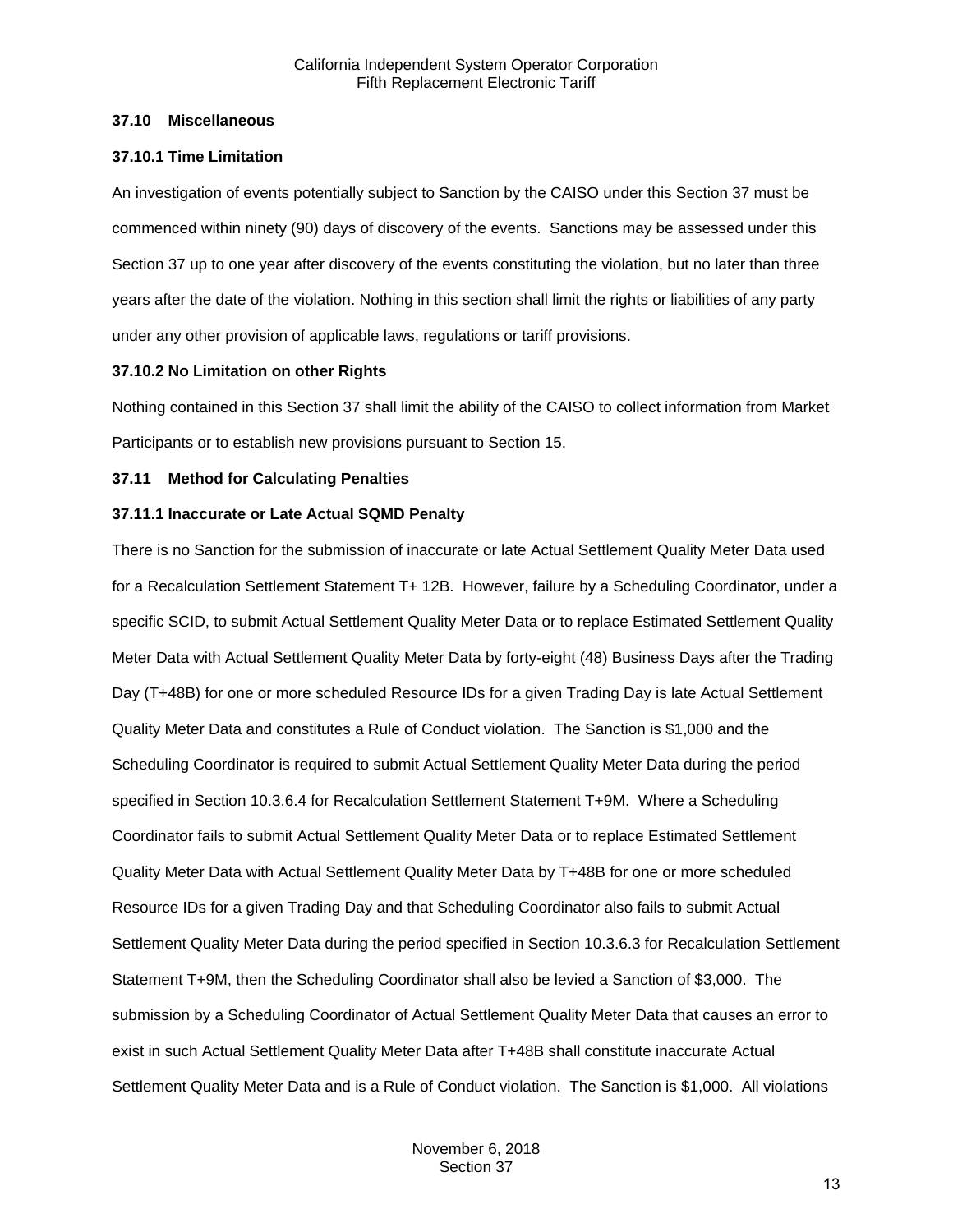### 37.10 Miscellaneous

#### 37.10.1 Time Limitation

An investigation of events potentially subject to Sanction by the CAISO under this Section 37 must be commenced within ninety (90) days of discovery of the events. Sanctions may be assessed under this Section 37 up to one year after discovery of the events constituting the violation, but no later than three years after the date of the violation. Nothing in this section shall limit the rights or liabilities of any party under any other provision of applicable laws, regulations or tariff provisions.

#### 37.10.2 No Limitation on other Rights

Nothing contained in this Section 37 shall limit the ability of the CAISO to collect information from Market Participants or to establish new provisions pursuant to Section 15.

### 37.11 Method for Calculating Penalties

#### 37.11.1 Inaccurate or Late Actual SQMD Penalty

There is no Sanction for the submission of inaccurate or late Actual Settlement Quality Meter Data used for a Recalculation Settlement Statement T+ 12B. However, failure by a Scheduling Coordinator, under a specific SCID, to submit Actual Settlement Quality Meter Data or to replace Estimated Settlement Quality Meter Data with Actual Settlement Quality Meter Data by forty-eight (48) Business Days after the Trading Day (T+48B) for one or more scheduled Resource IDs for a given Trading Day is late Actual Settlement Quality Meter Data and constitutes a Rule of Conduct violation. The Sanction is $1,000 and the Scheduling Coordinator is required to submit Actual Settlement Quality Meter Data during the period specified in Section 10.3.6.4 for Recalculation Settlement Statement T+9M. Where a Scheduling Coordinator fails to submit Actual Settlement Quality Meter Data or to replace Estimated Settlement Quality Meter Data with Actual Settlement Quality Meter Data by T+48B for one or more scheduled Resource IDs for a given Trading Day and that Scheduling Coordinator also fails to submit Actual Settlement Quality Meter Data during the period specified in Section 10.3.6.3 for Recalculation Settlement Statement T+9M, then the Scheduling Coordinator shall also be levied a Sanction of $3,000. The submission by a Scheduling Coordinator of Actual Settlement Quality Meter Data that causes an error to exist in such Actual Settlement Quality Meter Data after T+48B shall constitute inaccurate Actual Settlement Quality Meter Data and is a Rule of Conduct violation. The Sanction is $1,000. All violations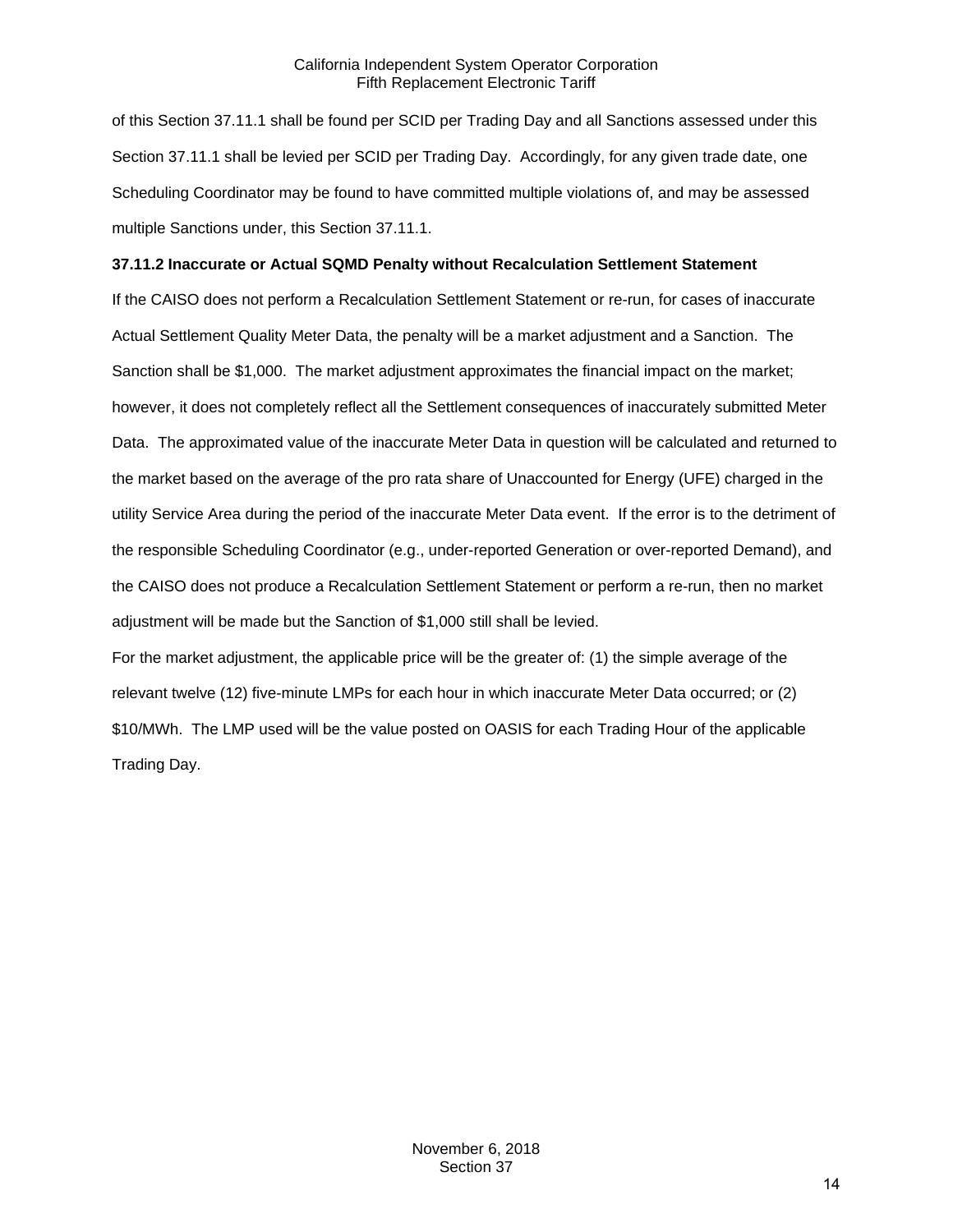of this Section 37.11.1 shall be found per SCID per Trading Day and all Sanctions assessed under this Section 37.11.1 shall be levied per SCID per Trading Day. Accordingly, for any given trade date, one Scheduling Coordinator may be found to have committed multiple violations of, and may be assessed multiple Sanctions under, this Section 37.11.1.

**37.11.2 Inaccurate or Actual SQMD Penalty without Recalculation Settlement Statement**

If the CAISO does not perform a Recalculation Settlement Statement or re-run, for cases of inaccurate Actual Settlement Quality Meter Data, the penalty will be a market adjustment and a Sanction. The Sanction shall be $1,000. The market adjustment approximates the financial impact on the market; however, it does not completely reflect all the Settlement consequences of inaccurately submitted Meter Data. The approximated value of the inaccurate Meter Data in question will be calculated and returned to the market based on the average of the pro rata share of Unaccounted for Energy (UFE) charged in the utility Service Area during the period of the inaccurate Meter Data event. If the error is to the detriment of the responsible Scheduling Coordinator (e.g., under-reported Generation or over-reported Demand), and the CAISO does not produce a Recalculation Settlement Statement or perform a re-run, then no market adjustment will be made but the Sanction of $1,000 still shall be levied.

For the market adjustment, the applicable price will be the greater of: (1) the simple average of the relevant twelve (12) five-minute LMPs for each hour in which inaccurate Meter Data occurred; or (2) $10/MWh. The LMP used will be the value posted on OASIS for each Trading Hour of the applicable Trading Day.